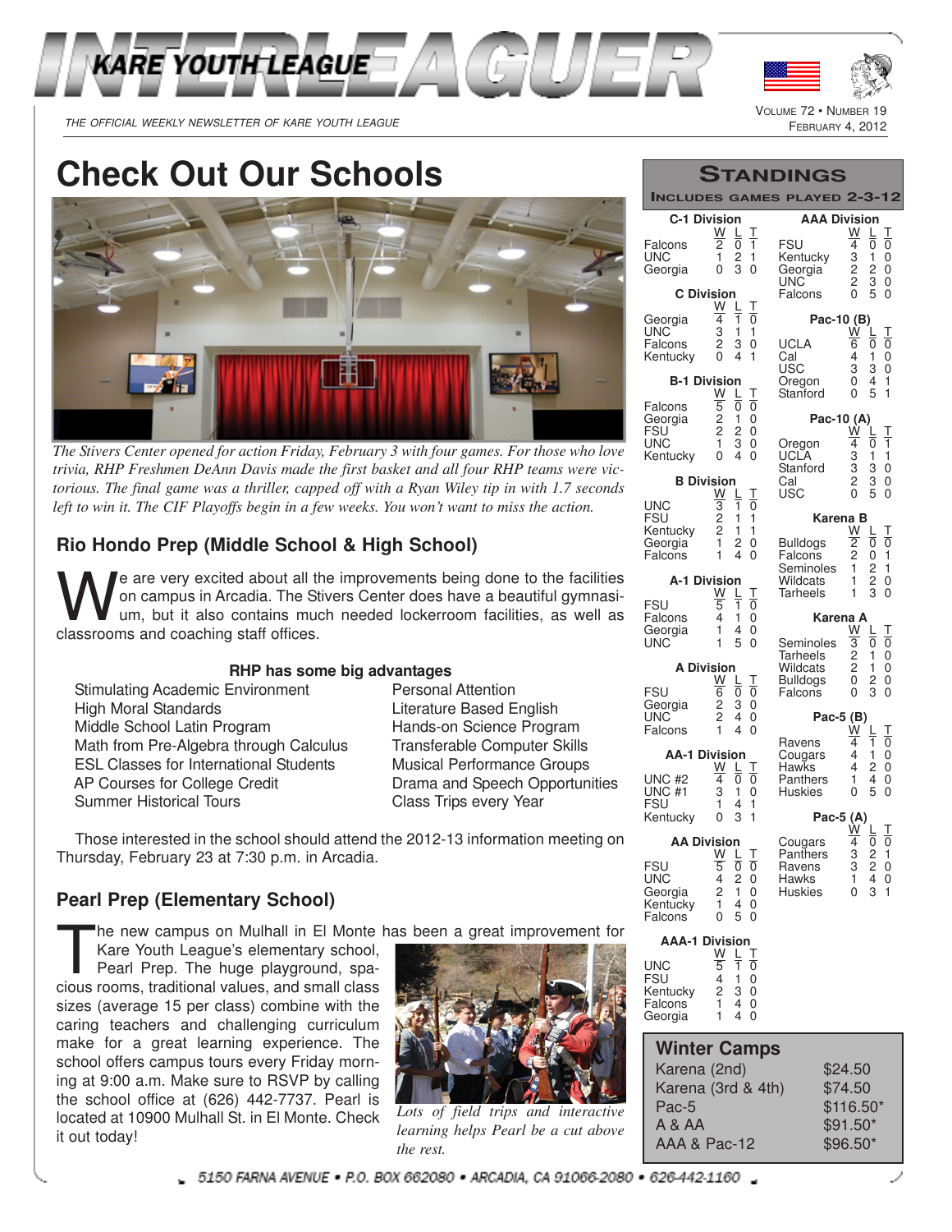# INTERLEAGUER

KARE YOUTH LEAGUE

*THE OFFICIAL WEEKLY NEWSLETTER OF KARE YOUTH LEAGUE*

VOLUME 72 • NUMBER 19
FEBRUARY 4, 2012

# Check Out Our Schools

*The Stivers Center opened for action Friday, February 3 with four games. For those who love trivia, RHP Freshmen DeAnn Davis made the first basket and all four RHP teams were victorious. The final game was a thriller, capped off with a Ryan Wiley tip in with 1.7 seconds left to win it. The CIF Playoffs begin in a few weeks. You won't want to miss the action.*

## Rio Hondo Prep (Middle School & High School)

We are very excited about all the improvements being done to the facilities on campus in Arcadia. The Stivers Center does have a beautiful gymnasium, but it also contains much needed lockerroom facilities, as well as classrooms and coaching staff offices.

### RHP has some big advantages

- Stimulating Academic Environment
- High Moral Standards
- Middle School Latin Program
- Math from Pre-Algebra through Calculus
- ESL Classes for International Students
- AP Courses for College Credit
- Summer Historical Tours
- Personal Attention
- Literature Based English
- Hands-on Science Program
- Transferable Computer Skills
- Musical Performance Groups
- Drama and Speech Opportunities
- Class Trips every Year

Those interested in the school should attend the 2012-13 information meeting on Thursday, February 23 at 7:30 p.m. in Arcadia.

## Pearl Prep (Elementary School)

The new campus on Mulhall in El Monte has been a great improvement for Kare Youth League's elementary school, Pearl Prep. The huge playground, spacious rooms, traditional values, and small class sizes (average 15 per class) combine with the caring teachers and challenging curriculum make for a great learning experience. The school offers campus tours every Friday morning at 9:00 a.m. Make sure to RSVP by calling the school office at (626) 442-7737. Pearl is located at 10900 Mulhall St. in El Monte. Check it out today!

*Lots of field trips and interactive learning helps Pearl be a cut above the rest.*

## STANDINGS

**INCLUDES GAMES PLAYED 2-3-12**

**C-1 Division**

| | W | L | T |
|---|---|---|---|
| Falcons | 2 | 0 | 1 |
| UNC | 1 | 2 | 1 |
| Georgia | 0 | 3 | 0 |

**C Division**

| | W | L | T |
|---|---|---|---|
| Georgia | 4 | 1 | 0 |
| UNC | 3 | 1 | 1 |
| Falcons | 2 | 3 | 0 |
| Kentucky | 0 | 4 | 1 |

**B-1 Division**

| | W | L | T |
|---|---|---|---|
| Falcons | 5 | 0 | 0 |
| Georgia | 2 | 1 | 0 |
| FSU | 2 | 2 | 0 |
| UNC | 1 | 3 | 0 |
| Kentucky | 0 | 4 | 0 |

**B Division**

| | W | L | T |
|---|---|---|---|
| UNC | 3 | 1 | 0 |
| FSU | 2 | 1 | 1 |
| Kentucky | 2 | 1 | 1 |
| Georgia | 1 | 2 | 0 |
| Falcons | 1 | 4 | 0 |

**A-1 Division**

| | W | L | T |
|---|---|---|---|
| FSU | 5 | 1 | 0 |
| Falcons | 4 | 1 | 0 |
| Georgia | 1 | 4 | 0 |
| UNC | 1 | 5 | 0 |

**A Division**

| | W | L | T |
|---|---|---|---|
| FSU | 6 | 0 | 0 |
| Georgia | 2 | 3 | 0 |
| UNC | 2 | 4 | 0 |
| Falcons | 1 | 4 | 0 |

**AA-1 Division**

| | W | L | T |
|---|---|---|---|
| UNC #2 | 4 | 0 | 0 |
| UNC #1 | 3 | 1 | 0 |
| FSU | 1 | 4 | 1 |
| Kentucky | 0 | 3 | 1 |

**AA Division**

| | W | L | T |
|---|---|---|---|
| FSU | 5 | 0 | 0 |
| UNC | 4 | 2 | 0 |
| Georgia | 2 | 1 | 0 |
| Kentucky | 1 | 4 | 0 |
| Falcons | 0 | 5 | 0 |

**AAA-1 Division**

| | W | L | T |
|---|---|---|---|
| UNC | 5 | 1 | 0 |
| FSU | 4 | 1 | 0 |
| Kentucky | 2 | 3 | 0 |
| Falcons | 1 | 4 | 0 |
| Georgia | 1 | 4 | 0 |

**AAA Division**

| | W | L | T |
|---|---|---|---|
| FSU | 4 | 0 | 0 |
| Kentucky | 3 | 1 | 0 |
| Georgia | 2 | 2 | 0 |
| UNC | 2 | 3 | 0 |
| Falcons | 0 | 5 | 0 |

**Pac-10 (B)**

| | W | L | T |
|---|---|---|---|
| UCLA | 6 | 0 | 0 |
| Cal | 4 | 1 | 0 |
| USC | 3 | 3 | 0 |
| Oregon | 0 | 4 | 1 |
| Stanford | 0 | 5 | 1 |

**Pac-10 (A)**

| | W | L | T |
|---|---|---|---|
| Oregon | 4 | 0 | 1 |
| UCLA | 3 | 1 | 1 |
| Stanford | 3 | 3 | 0 |
| Cal | 2 | 3 | 0 |
| USC | 0 | 5 | 0 |

**Karena B**

| | W | L | T |
|---|---|---|---|
| Bulldogs | 2 | 0 | 0 |
| Falcons | 2 | 0 | 1 |
| Seminoles | 1 | 2 | 1 |
| Wildcats | 1 | 2 | 0 |
| Tarheels | 1 | 3 | 0 |

**Karena A**

| | W | L | T |
|---|---|---|---|
| Seminoles | 3 | 0 | 0 |
| Tarheels | 2 | 1 | 0 |
| Wildcats | 2 | 1 | 0 |
| Bulldogs | 0 | 2 | 0 |
| Falcons | 0 | 3 | 0 |

**Pac-5 (B)**

| | W | L | T |
|---|---|---|---|
| Ravens | 4 | 1 | 0 |
| Cougars | 4 | 1 | 0 |
| Hawks | 4 | 2 | 0 |
| Panthers | 1 | 4 | 0 |
| Huskies | 0 | 5 | 0 |

**Pac-5 (A)**

| | W | L | T |
|---|---|---|---|
| Cougars | 4 | 0 | 0 |
| Panthers | 3 | 2 | 1 |
| Ravens | 3 | 2 | 0 |
| Hawks | 1 | 4 | 0 |
| Huskies | 0 | 3 | 1 |

## Winter Camps

| | |
|---|---|
| Karena (2nd) | $24.50 |
| Karena (3rd & 4th) | $74.50 |
| Pac-5 | $116.50* |
| A & AA | $91.50* |
| AAA & Pac-12 | $96.50* |

5150 FARNA AVENUE • P.O. BOX 662080 • ARCADIA, CA 91066-2080 • 626-442-1160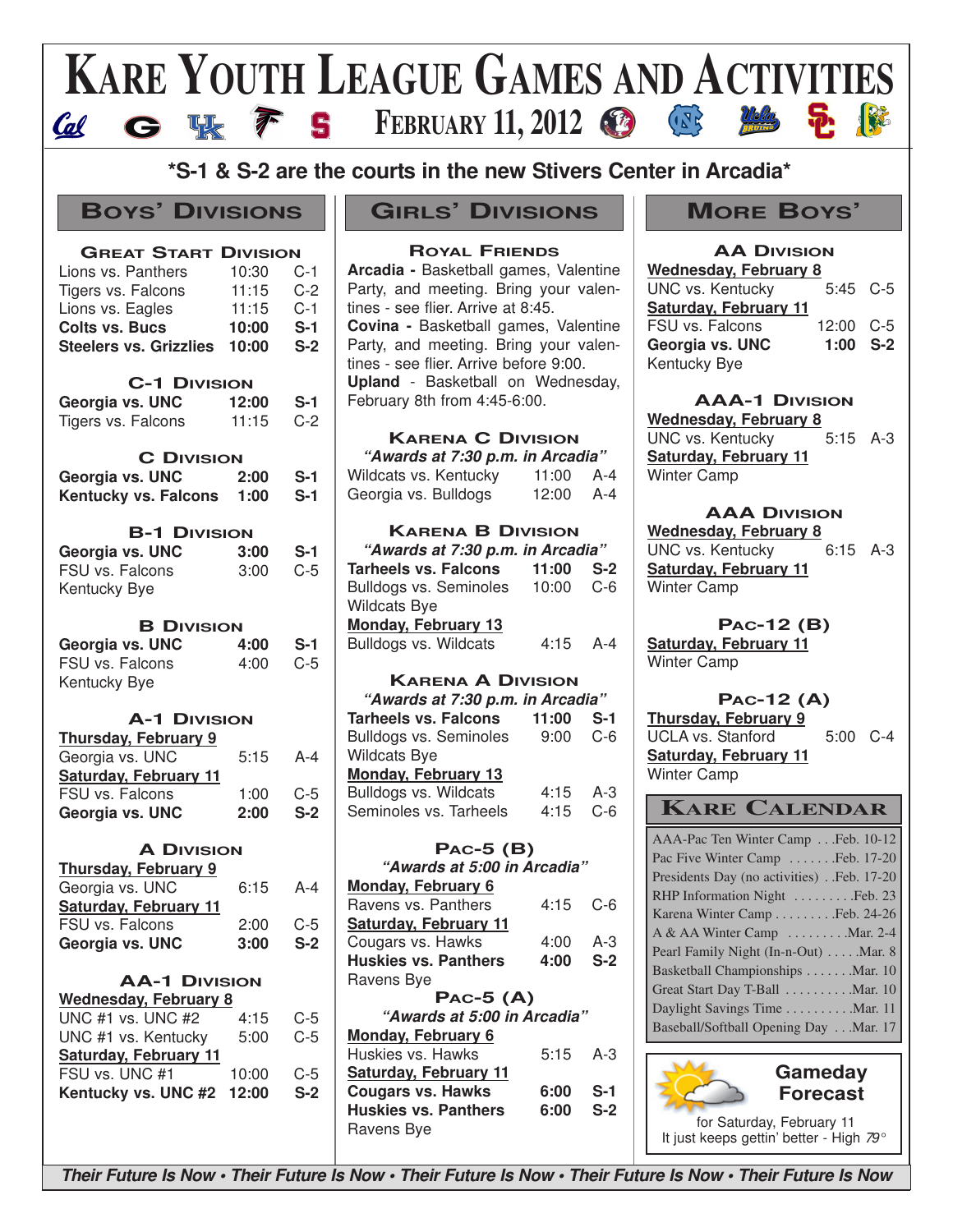# KARE YOUTH LEAGUE GAMES AND ACTIVITIES

## FEBRUARY 11, 2012

**\*S-1 & S-2 are the courts in the new Stivers Center in Arcadia\***

## BOYS' DIVISIONS

### GREAT START DIVISION

| | | |
|---|---|---|
| Lions vs. Panthers | 10:30 | C-1 |
| Tigers vs. Falcons | 11:15 | C-2 |
| Lions vs. Eagles | 11:15 | C-1 |
| **Colts vs. Bucs** | **10:00** | **S-1** |
| **Steelers vs. Grizzlies** | **10:00** | **S-2** |

### C-1 DIVISION

| | | |
|---|---|---|
| **Georgia vs. UNC** | **12:00** | **S-1** |
| Tigers vs. Falcons | 11:15 | C-2 |

### C DIVISION

| | | |
|---|---|---|
| **Georgia vs. UNC** | **2:00** | **S-1** |
| **Kentucky vs. Falcons** | **1:00** | **S-1** |

### B-1 DIVISION

| | | |
|---|---|---|
| **Georgia vs. UNC** | **3:00** | **S-1** |
| FSU vs. Falcons | 3:00 | C-5 |
| Kentucky Bye | | |

### B DIVISION

| | | |
|---|---|---|
| **Georgia vs. UNC** | **4:00** | **S-1** |
| FSU vs. Falcons | 4:00 | C-5 |
| Kentucky Bye | | |

### A-1 DIVISION

**Thursday, February 9**

| | | |
|---|---|---|
| Georgia vs. UNC | 5:15 | A-4 |

**Saturday, February 11**

| | | |
|---|---|---|
| FSU vs. Falcons | 1:00 | C-5 |
| **Georgia vs. UNC** | **2:00** | **S-2** |

### A DIVISION

**Thursday, February 9**

| | | |
|---|---|---|
| Georgia vs. UNC | 6:15 | A-4 |

**Saturday, February 11**

| | | |
|---|---|---|
| FSU vs. Falcons | 2:00 | C-5 |
| **Georgia vs. UNC** | **3:00** | **S-2** |

### AA-1 DIVISION

**Wednesday, February 8**

| | | |
|---|---|---|
| UNC #1 vs. UNC #2 | 4:15 | C-5 |
| UNC #1 vs. Kentucky | 5:00 | C-5 |

**Saturday, February 11**

| | | |
|---|---|---|
| FSU vs. UNC #1 | 10:00 | C-5 |
| **Kentucky vs. UNC #2** | **12:00** | **S-2** |

## GIRLS' DIVISIONS

### ROYAL FRIENDS

**Arcadia -** Basketball games, Valentine Party, and meeting. Bring your valentines - see flier. Arrive at 8:45.

**Covina -** Basketball games, Valentine Party, and meeting. Bring your valentines - see flier. Arrive before 9:00.

**Upland** - Basketball on Wednesday, February 8th from 4:45-6:00.

### KARENA C DIVISION

*"Awards at 7:30 p.m. in Arcadia"*

| | | |
|---|---|---|
| Wildcats vs. Kentucky | 11:00 | A-4 |
| Georgia vs. Bulldogs | 12:00 | A-4 |

### KARENA B DIVISION

*"Awards at 7:30 p.m. in Arcadia"*

| | | |
|---|---|---|
| **Tarheels vs. Falcons** | **11:00** | **S-2** |
| Bulldogs vs. Seminoles | 10:00 | C-6 |
| Wildcats Bye | | |

**Monday, February 13**

| | | |
|---|---|---|
| Bulldogs vs. Wildcats | 4:15 | A-4 |

### KARENA A DIVISION

*"Awards at 7:30 p.m. in Arcadia"*

| | | |
|---|---|---|
| **Tarheels vs. Falcons** | **11:00** | **S-1** |
| Bulldogs vs. Seminoles | 9:00 | C-6 |
| Wildcats Bye | | |

**Monday, February 13**

| | | |
|---|---|---|
| Bulldogs vs. Wildcats | 4:15 | A-3 |
| Seminoles vs. Tarheels | 4:15 | C-6 |

### PAC-5 (B)

*"Awards at 5:00 in Arcadia"*

**Monday, February 6**

| | | |
|---|---|---|
| Ravens vs. Panthers | 4:15 | C-6 |

**Saturday, February 11**

| | | |
|---|---|---|
| Cougars vs. Hawks | 4:00 | A-3 |
| **Huskies vs. Panthers** | **4:00** | **S-2** |
| Ravens Bye | | |

### PAC-5 (A)

*"Awards at 5:00 in Arcadia"*

**Monday, February 6**

| | | |
|---|---|---|
| Huskies vs. Hawks | 5:15 | A-3 |

**Saturday, February 11**

| | | |
|---|---|---|
| **Cougars vs. Hawks** | **6:00** | **S-1** |
| **Huskies vs. Panthers** | **6:00** | **S-2** |
| Ravens Bye | | |

## MORE BOYS'

### AA DIVISION

**Wednesday, February 8**

| | | |
|---|---|---|
| UNC vs. Kentucky | 5:45 | C-5 |

**Saturday, February 11**

| | | |
|---|---|---|
| FSU vs. Falcons | 12:00 | C-5 |
| **Georgia vs. UNC** | **1:00** | **S-2** |
| Kentucky Bye | | |

### AAA-1 DIVISION

**Wednesday, February 8**

| | | |
|---|---|---|
| UNC vs. Kentucky | 5:15 | A-3 |

**Saturday, February 11**

Winter Camp

### AAA DIVISION

**Wednesday, February 8**

| | | |
|---|---|---|
| UNC vs. Kentucky | 6:15 | A-3 |

**Saturday, February 11**

Winter Camp

### PAC-12 (B)

**Saturday, February 11**

Winter Camp

### PAC-12 (A)

**Thursday, February 9**

| | | |
|---|---|---|
| UCLA vs. Stanford | 5:00 | C-4 |

**Saturday, February 11**

Winter Camp

## KARE CALENDAR

| | |
|---|---|
| AAA-Pac Ten Winter Camp | Feb. 10-12 |
| Pac Five Winter Camp | Feb. 17-20 |
| Presidents Day (no activities) | Feb. 17-20 |
| RHP Information Night | Feb. 23 |
| Karena Winter Camp | Feb. 24-26 |
| A & AA Winter Camp | Mar. 2-4 |
| Pearl Family Night (In-n-Out) | Mar. 8 |
| Basketball Championships | Mar. 10 |
| Great Start Day T-Ball | Mar. 10 |
| Daylight Savings Time | Mar. 11 |
| Baseball/Softball Opening Day | Mar. 17 |

### Gameday Forecast

for Saturday, February 11

It just keeps gettin' better - High 79°

***Their Future Is Now • Their Future Is Now • Their Future Is Now • Their Future Is Now • Their Future Is Now***